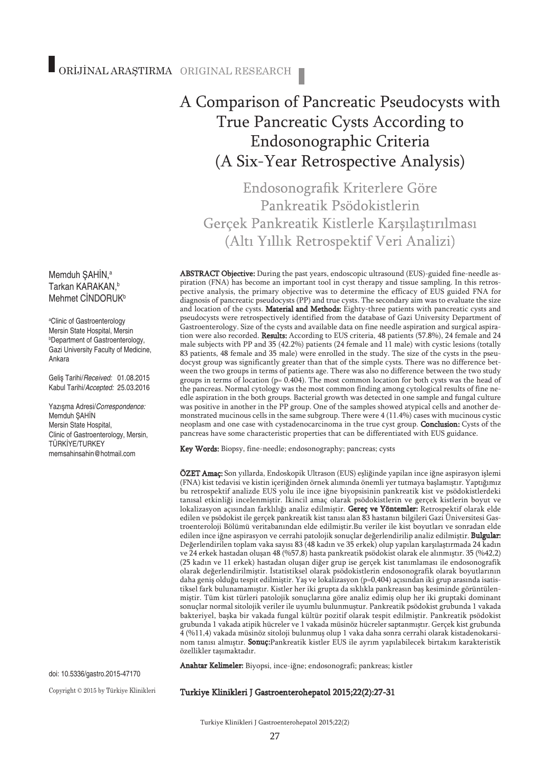ORİJİNAL ARAŞTIRMA ORIGINAL RESEARCH

# A Comparison of Pancreatic Pseudocysts with True Pancreatic Cysts According to Endosonographic Criteria (A Six-Year Retrospective Analysis)

## Endosonografik Kriterlere Göre Pankreatik Psödokistlerin Gerçek Pankreatik Kistlerle Karşılaştırılması (Altı Yıllık Retrospektif Veri Analizi)

Memduh ŞAHİN,[a]
Tarkan KARAKAN,[b]
Mehmet CİNDORUK[b]

[a]Clinic of Gastroenterology Mersin State Hospital, Mersin
[b]Department of Gastroenterology, Gazi University Faculty of Medicine, Ankara

Geliş Tarihi/*Received:* 01.08.2015
Kabul Tarihi/*Accepted:* 25.03.2016

Yazışma Adresi/*Correspondence:*
Memduh ŞAHİN
Mersin State Hospital,
Clinic of Gastroenterology, Mersin,
TÜRKİYE/TURKEY
memsahinsahin@hotmail.com

**ABSTRACT Objective:** During the past years, endoscopic ultrasound (EUS)-guided fine-needle aspiration (FNA) has become an important tool in cyst therapy and tissue sampling. In this retrospective analysis, the primary objective was to determine the efficacy of EUS guided FNA for diagnosis of pancreatic pseudocysts (PP) and true cysts. The secondary aim was to evaluate the size and location of the cysts. **Material and Methods:** Eighty-three patients with pancreatic cysts and pseudocysts were retrospectively identified from the database of Gazi University Department of Gastroenterology. Size of the cysts and available data on fine needle aspiration and surgical aspiration were also recorded. **Results:** According to EUS criteria, 48 patients (57.8%), 24 female and 24 male subjects with PP and 35 (42.2%) patients (24 female and 11 male) with cystic lesions (totally 83 patients, 48 female and 35 male) were enrolled in the study. The size of the cysts in the pseudocyst group was significantly greater than that of the simple cysts. There was no difference between the two groups in terms of patients age. There was also no difference between the two study groups in terms of location (p= 0.404). The most common location for both cysts was the head of the pancreas. Normal cytology was the most common finding among cytological results of fine needle aspiration in the both groups. Bacterial growth was detected in one sample and fungal culture was positive in another in the PP group. One of the samples showed atypical cells and another demonstrated mucinous cells in the same subgroup. There were 4 (11.4%) cases with mucinous cystic neoplasm and one case with cystadenocarcinoma in the true cyst group. **Conclusion:** Cysts of the pancreas have some characteristic properties that can be differentiated with EUS guidance.

**Key Words:** Biopsy, fine-needle; endosonography; pancreas; cysts

**ÖZET Amaç:** Son yıllarda, Endoskopik Ultrason (EUS) eşliğinde yapılan ince iğne aspirasyon işlemi (FNA) kist tedavisi ve kistin içeriğinden örnek alımında önemli yer tutmaya başlamıştır. Yaptığımız bu retrospektif analizde EUS yolu ile ince iğne biyopsisinin pankreatik kist ve psödokistlerdeki tanısal etkinliği incelenmiştir. İkincil amaç olarak psödokistlerin ve gerçek kistlerin boyut ve lokalizasyon açısından farklılığı analiz edilmiştir. **Gereç ve Yöntemler:** Retrospektif olarak elde edilen ve psödokist ile gerçek pankreatik kist tanısı alan 83 hastanın bilgileri Gazi Üniversitesi Gastroenteroloji Bölümü veritabanından elde edilmiştir.Bu veriler ile kist boyutları ve sonradan elde edilen ince iğne aspirasyon ve cerrahi patolojik sonuçlar değerlendirilip analiz edilmiştir. **Bulgular:** Değerlendirilen toplam vaka sayısı 83 (48 kadın ve 35 erkek) olup yapılan karşılaştırmada 24 kadın ve 24 erkek hastadan oluşan 48 (%57,8) hasta pankreatik psödokist olarak ele alınmıştır. 35 (%42,2) (25 kadın ve 11 erkek) hastadan oluşan diğer grup ise gerçek kist tanımlaması ile endosonografik olarak değerlendirilmiştir. İstatistiksel olarak psödokistlerin endosonografik olarak boyutlarının daha geniş olduğu tespit edilmiştir. Yaş ve lokalizasyon (p=0,404) açısından iki grup arasında isatistiksel fark bulunamamıştır. Kistler her iki grupta da sıklıkla pankreasın baş kesiminde görüntülenmiştir. Tüm kist türleri patolojik sonuçlarına göre analiz edimiş olup her iki gruptaki dominant sonuçlar normal sitolojik veriler ile uyumlu bulunmuştur. Pankreatik psödokist grubunda 1 vakada bakteriyel, başka bir vakada fungal kültür pozitif olarak tespit edilmiştir. Pankreatik psödokist grubunda 1 vakada atipik hücreler ve 1 vakada müsinöz hücreler saptanmıştır. Gerçek kist grubunda 4 (%11,4) vakada müsinöz sitoloji bulunmuş olup 1 vaka daha sonra cerrahi olarak kistadenokarsinom tanısı almıştır. **Sonuç:**Pankreatik kistler EUS ile ayrım yapılabilecek birtakım karakteristik özellikler taşımaktadır.

**Anahtar Kelimeler:** Biyopsi, ince-iğne; endosonografi; pankreas; kistler

doi: 10.5336/gastro.2015-47170

Copyright © 2015 by Türkiye Klinikleri

**Turkiye Klinikleri J Gastroenterohepatol 2015;22(2):27-31**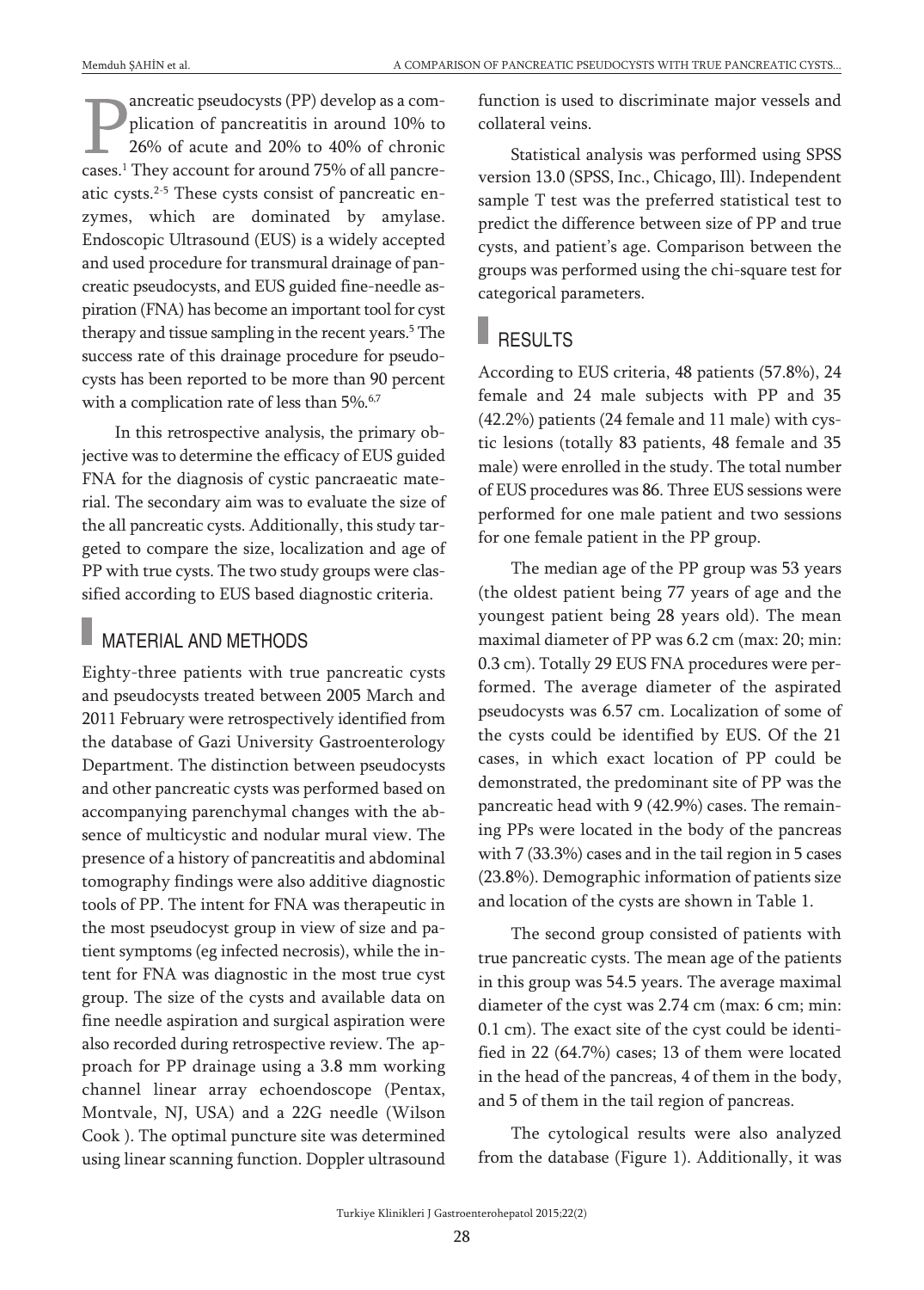Pancreatic pseudocysts (PP) develop as a complication of pancreatitis in around 10% to 26% of acute and 20% to 40% of chronic cases.[1] They account for around 75% of all pancreatic cysts.[2-5] These cysts consist of pancreatic enzymes, which are dominated by amylase. Endoscopic Ultrasound (EUS) is a widely accepted and used procedure for transmural drainage of pancreatic pseudocysts, and EUS guided fine-needle aspiration (FNA) has become an important tool for cyst therapy and tissue sampling in the recent years.[5] The success rate of this drainage procedure for pseudocysts has been reported to be more than 90 percent with a complication rate of less than 5%.[6,7]

In this retrospective analysis, the primary objective was to determine the efficacy of EUS guided FNA for the diagnosis of cystic pancraeatic material. The secondary aim was to evaluate the size of the all pancreatic cysts. Additionally, this study targeted to compare the size, localization and age of PP with true cysts. The two study groups were classified according to EUS based diagnostic criteria.

## MATERIAL AND METHODS

Eighty-three patients with true pancreatic cysts and pseudocysts treated between 2005 March and 2011 February were retrospectively identified from the database of Gazi University Gastroenterology Department. The distinction between pseudocysts and other pancreatic cysts was performed based on accompanying parenchymal changes with the absence of multicystic and nodular mural view. The presence of a history of pancreatitis and abdominal tomography findings were also additive diagnostic tools of PP. The intent for FNA was therapeutic in the most pseudocyst group in view of size and patient symptoms (eg infected necrosis), while the intent for FNA was diagnostic in the most true cyst group. The size of the cysts and available data on fine needle aspiration and surgical aspiration were also recorded during retrospective review. The approach for PP drainage using a 3.8 mm working channel linear array echoendoscope (Pentax, Montvale, NJ, USA) and a 22G needle (Wilson Cook ). The optimal puncture site was determined using linear scanning function. Doppler ultrasound function is used to discriminate major vessels and collateral veins.

Statistical analysis was performed using SPSS version 13.0 (SPSS, Inc., Chicago, Ill). Independent sample T test was the preferred statistical test to predict the difference between size of PP and true cysts, and patient's age. Comparison between the groups was performed using the chi-square test for categorical parameters.

## RESULTS

According to EUS criteria, 48 patients (57.8%), 24 female and 24 male subjects with PP and 35 (42.2%) patients (24 female and 11 male) with cystic lesions (totally 83 patients, 48 female and 35 male) were enrolled in the study. The total number of EUS procedures was 86. Three EUS sessions were performed for one male patient and two sessions for one female patient in the PP group.

The median age of the PP group was 53 years (the oldest patient being 77 years of age and the youngest patient being 28 years old). The mean maximal diameter of PP was 6.2 cm (max: 20; min: 0.3 cm). Totally 29 EUS FNA procedures were performed. The average diameter of the aspirated pseudocysts was 6.57 cm. Localization of some of the cysts could be identified by EUS. Of the 21 cases, in which exact location of PP could be demonstrated, the predominant site of PP was the pancreatic head with 9 (42.9%) cases. The remaining PPs were located in the body of the pancreas with 7 (33.3%) cases and in the tail region in 5 cases (23.8%). Demographic information of patients size and location of the cysts are shown in Table 1.

The second group consisted of patients with true pancreatic cysts. The mean age of the patients in this group was 54.5 years. The average maximal diameter of the cyst was 2.74 cm (max: 6 cm; min: 0.1 cm). The exact site of the cyst could be identified in 22 (64.7%) cases; 13 of them were located in the head of the pancreas, 4 of them in the body, and 5 of them in the tail region of pancreas.

The cytological results were also analyzed from the database (Figure 1). Additionally, it was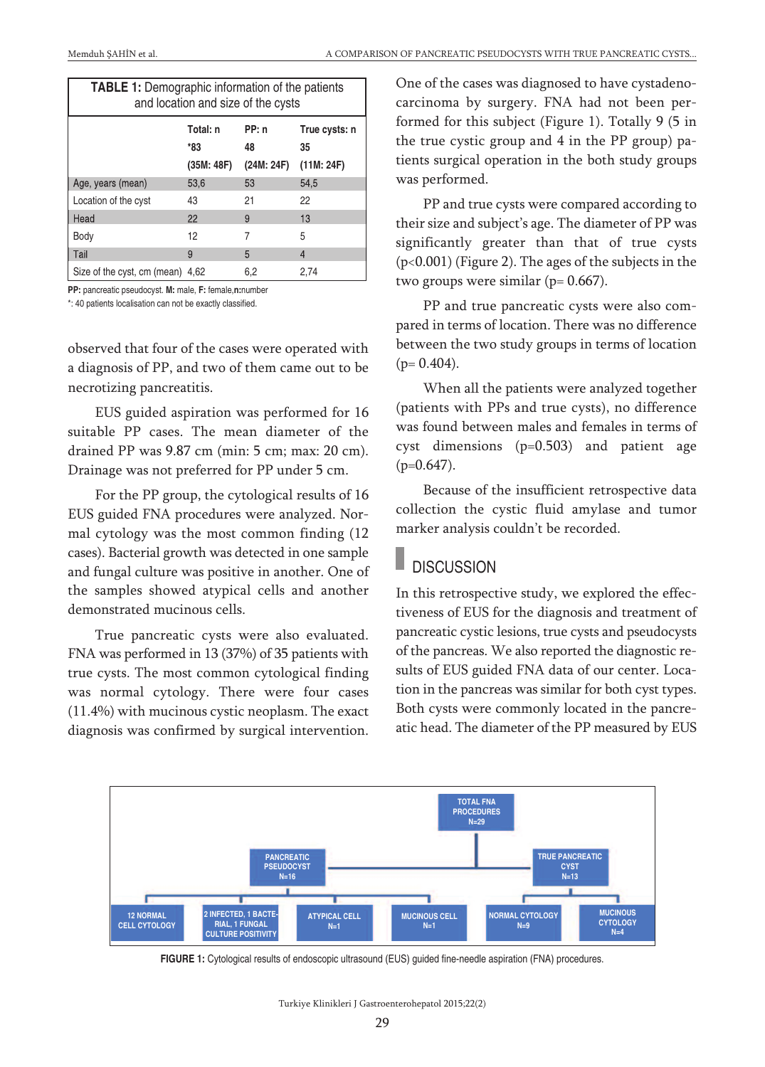**TABLE 1:** Demographic information of the patients and location and size of the cysts

| | Total: n *83 (35M: 48F) | PP: n 48 (24M: 24F) | True cysts: n 35 (11M: 24F) |
|---|---|---|---|
| Age, years (mean) | 53,6 | 53 | 54,5 |
| Location of the cyst | 43 | 21 | 22 |
| Head | 22 | 9 | 13 |
| Body | 12 | 7 | 5 |
| Tail | 9 | 5 | 4 |
| Size of the cyst, cm (mean) | 4,62 | 6,2 | 2,74 |

**PP:** pancreatic pseudocyst. **M:** male, **F:** female,**n:**number

*: 40 patients localisation can not be exactly classified.

observed that four of the cases were operated with a diagnosis of PP, and two of them came out to be necrotizing pancreatitis.

EUS guided aspiration was performed for 16 suitable PP cases. The mean diameter of the drained PP was 9.87 cm (min: 5 cm; max: 20 cm). Drainage was not preferred for PP under 5 cm.

For the PP group, the cytological results of 16 EUS guided FNA procedures were analyzed. Normal cytology was the most common finding (12 cases). Bacterial growth was detected in one sample and fungal culture was positive in another. One of the samples showed atypical cells and another demonstrated mucinous cells.

True pancreatic cysts were also evaluated. FNA was performed in 13 (37%) of 35 patients with true cysts. The most common cytological finding was normal cytology. There were four cases (11.4%) with mucinous cystic neoplasm. The exact diagnosis was confirmed by surgical intervention.

One of the cases was diagnosed to have cystadenocarcinoma by surgery. FNA had not been performed for this subject (Figure 1). Totally 9 (5 in the true cystic group and 4 in the PP group) patients surgical operation in the both study groups was performed.

PP and true cysts were compared according to their size and subject's age. The diameter of PP was significantly greater than that of true cysts ($p<0.001$) (Figure 2). The ages of the subjects in the two groups were similar ($p= 0.667$).

PP and true pancreatic cysts were also compared in terms of location. There was no difference between the two study groups in terms of location ($p= 0.404$).

When all the patients were analyzed together (patients with PPs and true cysts), no difference was found between males and females in terms of cyst dimensions ($p=0.503$) and patient age ($p=0.647$).

Because of the insufficient retrospective data collection the cystic fluid amylase and tumor marker analysis couldn't be recorded.

## DISCUSSION

In this retrospective study, we explored the effectiveness of EUS for the diagnosis and treatment of pancreatic cystic lesions, true cysts and pseudocysts of the pancreas. We also reported the diagnostic results of EUS guided FNA data of our center. Location in the pancreas was similar for both cyst types. Both cysts were commonly located in the pancreatic head. The diameter of the PP measured by EUS

TOTAL FNA PROCEDURES N=29

- PANCREATIC PSEUDOCYST N=16
  - 12 NORMAL CELL CYTOLOGY
  - 2 INFECTED, 1 BACTERIAL, 1 FUNGAL CULTURE POSITIVITY
  - ATYPICAL CELL N=1
  - MUCINOUS CELL N=1
- TRUE PANCREATIC CYST N=13
  - NORMAL CYTOLOGY N=9
  - MUCINOUS CYTOLOGY N=4

**FIGURE 1:** Cytological results of endoscopic ultrasound (EUS) guided fine-needle aspiration (FNA) procedures.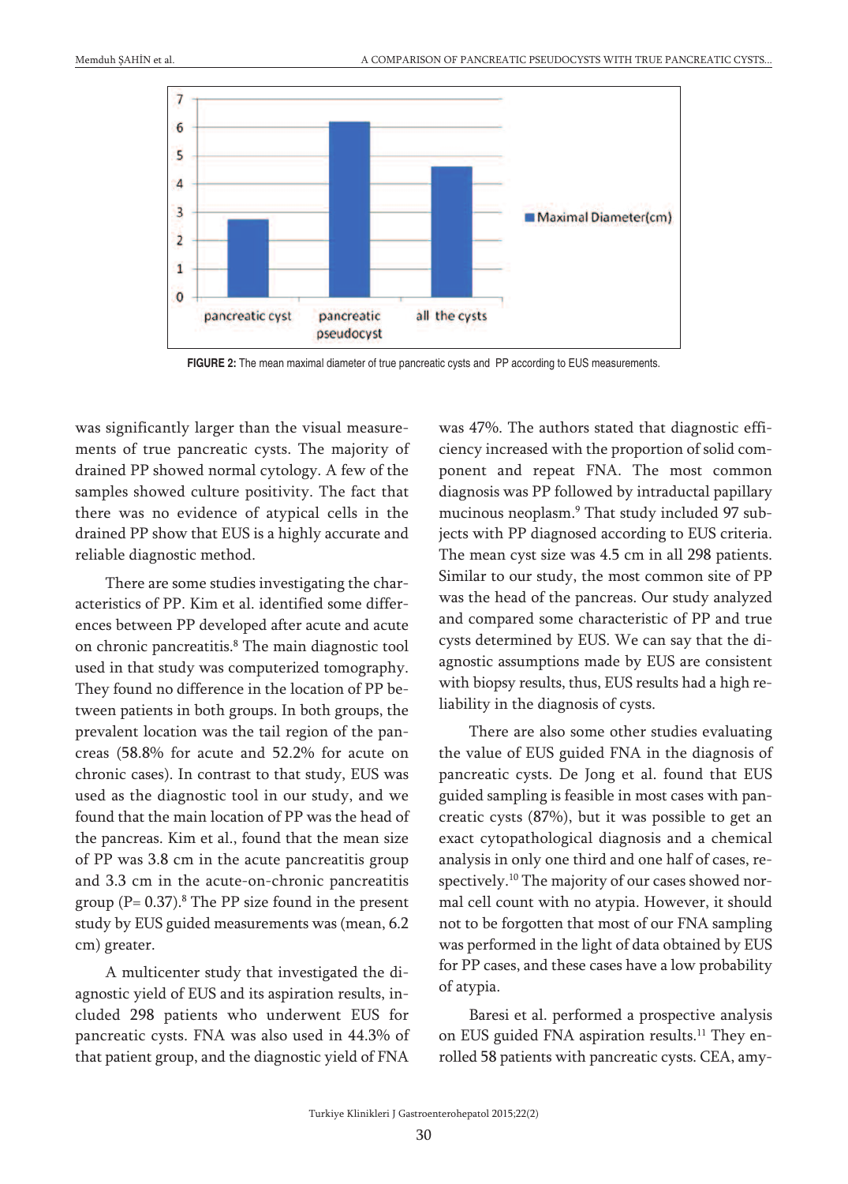**FIGURE 2:** The mean maximal diameter of true pancreatic cysts and PP according to EUS measurements.

was significantly larger than the visual measurements of true pancreatic cysts. The majority of drained PP showed normal cytology. A few of the samples showed culture positivity. The fact that there was no evidence of atypical cells in the drained PP show that EUS is a highly accurate and reliable diagnostic method.

There are some studies investigating the characteristics of PP. Kim et al. identified some differences between PP developed after acute and acute on chronic pancreatitis.[8] The main diagnostic tool used in that study was computerized tomography. They found no difference in the location of PP between patients in both groups. In both groups, the prevalent location was the tail region of the pancreas (58.8% for acute and 52.2% for acute on chronic cases). In contrast to that study, EUS was used as the diagnostic tool in our study, and we found that the main location of PP was the head of the pancreas. Kim et al., found that the mean size of PP was 3.8 cm in the acute pancreatitis group and 3.3 cm in the acute-on-chronic pancreatitis group (P= 0.37).[8] The PP size found in the present study by EUS guided measurements was (mean, 6.2 cm) greater.

A multicenter study that investigated the diagnostic yield of EUS and its aspiration results, included 298 patients who underwent EUS for pancreatic cysts. FNA was also used in 44.3% of that patient group, and the diagnostic yield of FNA was 47%. The authors stated that diagnostic efficiency increased with the proportion of solid component and repeat FNA. The most common diagnosis was PP followed by intraductal papillary mucinous neoplasm.[9] That study included 97 subjects with PP diagnosed according to EUS criteria. The mean cyst size was 4.5 cm in all 298 patients. Similar to our study, the most common site of PP was the head of the pancreas. Our study analyzed and compared some characteristic of PP and true cysts determined by EUS. We can say that the diagnostic assumptions made by EUS are consistent with biopsy results, thus, EUS results had a high reliability in the diagnosis of cysts.

There are also some other studies evaluating the value of EUS guided FNA in the diagnosis of pancreatic cysts. De Jong et al. found that EUS guided sampling is feasible in most cases with pancreatic cysts (87%), but it was possible to get an exact cytopathological diagnosis and a chemical analysis in only one third and one half of cases, respectively.[10] The majority of our cases showed normal cell count with no atypia. However, it should not to be forgotten that most of our FNA sampling was performed in the light of data obtained by EUS for PP cases, and these cases have a low probability of atypia.

Baresi et al. performed a prospective analysis on EUS guided FNA aspiration results.[11] They enrolled 58 patients with pancreatic cysts. CEA, amy-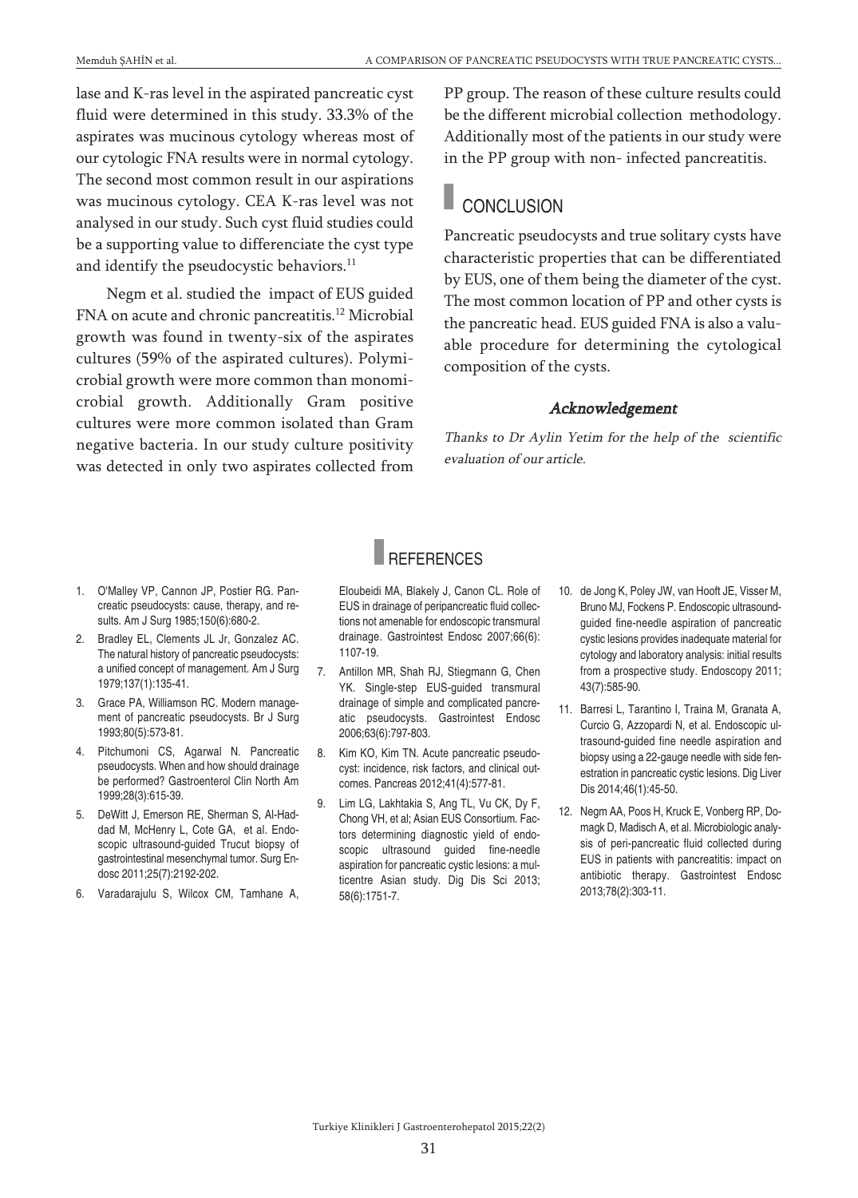lase and K-ras level in the aspirated pancreatic cyst fluid were determined in this study. 33.3% of the aspirates was mucinous cytology whereas most of our cytologic FNA results were in normal cytology. The second most common result in our aspirations was mucinous cytology. CEA K-ras level was not analysed in our study. Such cyst fluid studies could be a supporting value to differenciate the cyst type and identify the pseudocystic behaviors.[11]

Negm et al. studied the impact of EUS guided FNA on acute and chronic pancreatitis.[12] Microbial growth was found in twenty-six of the aspirates cultures (59% of the aspirated cultures). Polymicrobial growth were more common than monomicrobial growth. Additionally Gram positive cultures were more common isolated than Gram negative bacteria. In our study culture positivity was detected in only two aspirates collected from PP group. The reason of these culture results could be the different microbial collection methodology. Additionally most of the patients in our study were in the PP group with non- infected pancreatitis.

## CONCLUSION

Pancreatic pseudocysts and true solitary cysts have characteristic properties that can be differentiated by EUS, one of them being the diameter of the cyst. The most common location of PP and other cysts is the pancreatic head. EUS guided FNA is also a valuable procedure for determining the cytological composition of the cysts.

### *Acknowledgement*

*Thanks to Dr Aylin Yetim for the help of the scientific evaluation of our article.*

## REFERENCES

1. O'Malley VP, Cannon JP, Postier RG. Pancreatic pseudocysts: cause, therapy, and results. Am J Surg 1985;150(6):680-2.
2. Bradley EL, Clements JL Jr, Gonzalez AC. The natural history of pancreatic pseudocysts: a unified concept of management. Am J Surg 1979;137(1):135-41.
3. Grace PA, Williamson RC. Modern management of pancreatic pseudocysts. Br J Surg 1993;80(5):573-81.
4. Pitchumoni CS, Agarwal N. Pancreatic pseudocysts. When and how should drainage be performed? Gastroenterol Clin North Am 1999;28(3):615-39.
5. DeWitt J, Emerson RE, Sherman S, Al-Haddad M, McHenry L, Cote GA, et al. Endoscopic ultrasound-guided Trucut biopsy of gastrointestinal mesenchymal tumor. Surg Endosc 2011;25(7):2192-202.
6. Varadarajulu S, Wilcox CM, Tamhane A, Eloubeidi MA, Blakely J, Canon CL. Role of EUS in drainage of peripancreatic fluid collections not amenable for endoscopic transmural drainage. Gastrointest Endosc 2007;66(6): 1107-19.
7. Antillon MR, Shah RJ, Stiegmann G, Chen YK. Single-step EUS-guided transmural drainage of simple and complicated pancreatic pseudocysts. Gastrointest Endosc 2006;63(6):797-803.
8. Kim KO, Kim TN. Acute pancreatic pseudocyst: incidence, risk factors, and clinical outcomes. Pancreas 2012;41(4):577-81.
9. Lim LG, Lakhtakia S, Ang TL, Vu CK, Dy F, Chong VH, et al; Asian EUS Consortium. Factors determining diagnostic yield of endoscopic ultrasound guided fine-needle aspiration for pancreatic cystic lesions: a multicentre Asian study. Dig Dis Sci 2013; 58(6):1751-7.
10. de Jong K, Poley JW, van Hooft JE, Visser M, Bruno MJ, Fockens P. Endoscopic ultrasound-guided fine-needle aspiration of pancreatic cystic lesions provides inadequate material for cytology and laboratory analysis: initial results from a prospective study. Endoscopy 2011; 43(7):585-90.
11. Barresi L, Tarantino I, Traina M, Granata A, Curcio G, Azzopardi N, et al. Endoscopic ultrasound-guided fine needle aspiration and biopsy using a 22-gauge needle with side fenestration in pancreatic cystic lesions. Dig Liver Dis 2014;46(1):45-50.
12. Negm AA, Poos H, Kruck E, Vonberg RP, Domagk D, Madisch A, et al. Microbiologic analysis of peri-pancreatic fluid collected during EUS in patients with pancreatitis: impact on antibiotic therapy. Gastrointest Endosc 2013;78(2):303-11.